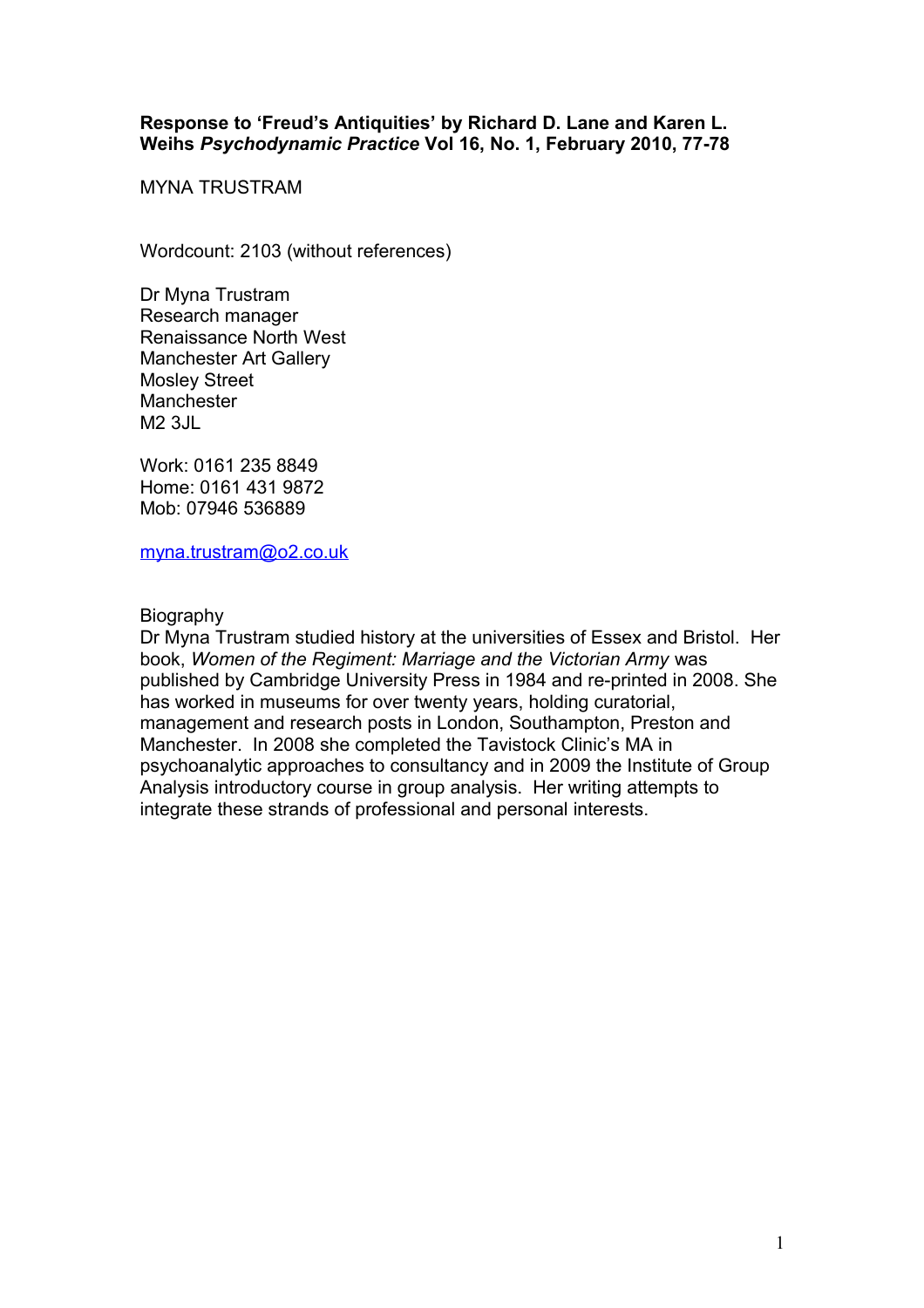**Response to 'Freud's Antiquities' by Richard D. Lane and Karen L. Weihs *Psychodynamic Practice* Vol 16, No. 1, February 2010, 77-78**

MYNA TRUSTRAM

Wordcount: 2103 (without references)

Dr Myna Trustram
Research manager
Renaissance North West
Manchester Art Gallery
Mosley Street
Manchester
M2 3JL

Work: 0161 235 8849
Home: 0161 431 9872
Mob: 07946 536889

myna.trustram@o2.co.uk

Biography
Dr Myna Trustram studied history at the universities of Essex and Bristol. Her book, *Women of the Regiment: Marriage and the Victorian Army* was published by Cambridge University Press in 1984 and re-printed in 2008. She has worked in museums for over twenty years, holding curatorial, management and research posts in London, Southampton, Preston and Manchester. In 2008 she completed the Tavistock Clinic's MA in psychoanalytic approaches to consultancy and in 2009 the Institute of Group Analysis introductory course in group analysis. Her writing attempts to integrate these strands of professional and personal interests.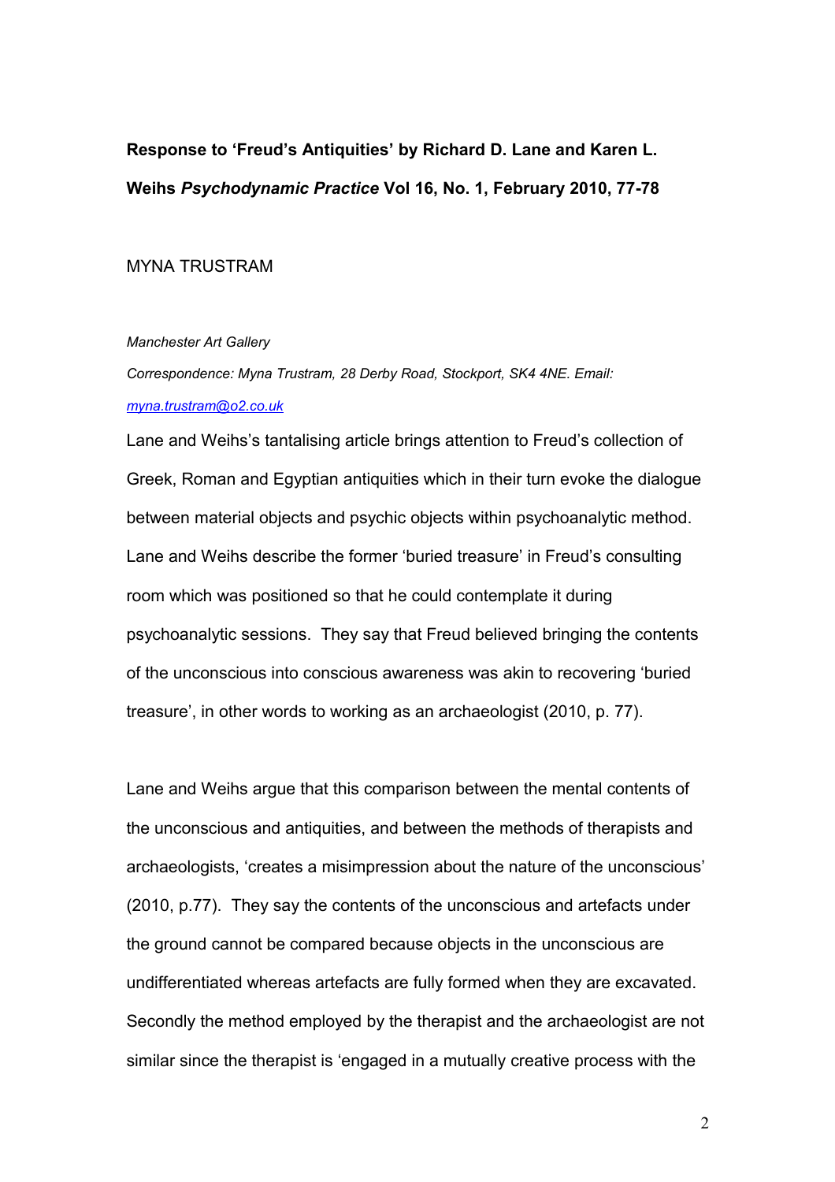**Response to 'Freud's Antiquities' by Richard D. Lane and Karen L. Weihs *Psychodynamic Practice* Vol 16, No. 1, February 2010, 77-78**

MYNA TRUSTRAM

*Manchester Art Gallery*

*Correspondence: Myna Trustram, 28 Derby Road, Stockport, SK4 4NE. Email: myna.trustram@o2.co.uk*

Lane and Weihs's tantalising article brings attention to Freud's collection of Greek, Roman and Egyptian antiquities which in their turn evoke the dialogue between material objects and psychic objects within psychoanalytic method. Lane and Weihs describe the former 'buried treasure' in Freud's consulting room which was positioned so that he could contemplate it during psychoanalytic sessions. They say that Freud believed bringing the contents of the unconscious into conscious awareness was akin to recovering 'buried treasure', in other words to working as an archaeologist (2010, p. 77).

Lane and Weihs argue that this comparison between the mental contents of the unconscious and antiquities, and between the methods of therapists and archaeologists, 'creates a misimpression about the nature of the unconscious' (2010, p.77). They say the contents of the unconscious and artefacts under the ground cannot be compared because objects in the unconscious are undifferentiated whereas artefacts are fully formed when they are excavated. Secondly the method employed by the therapist and the archaeologist are not similar since the therapist is 'engaged in a mutually creative process with the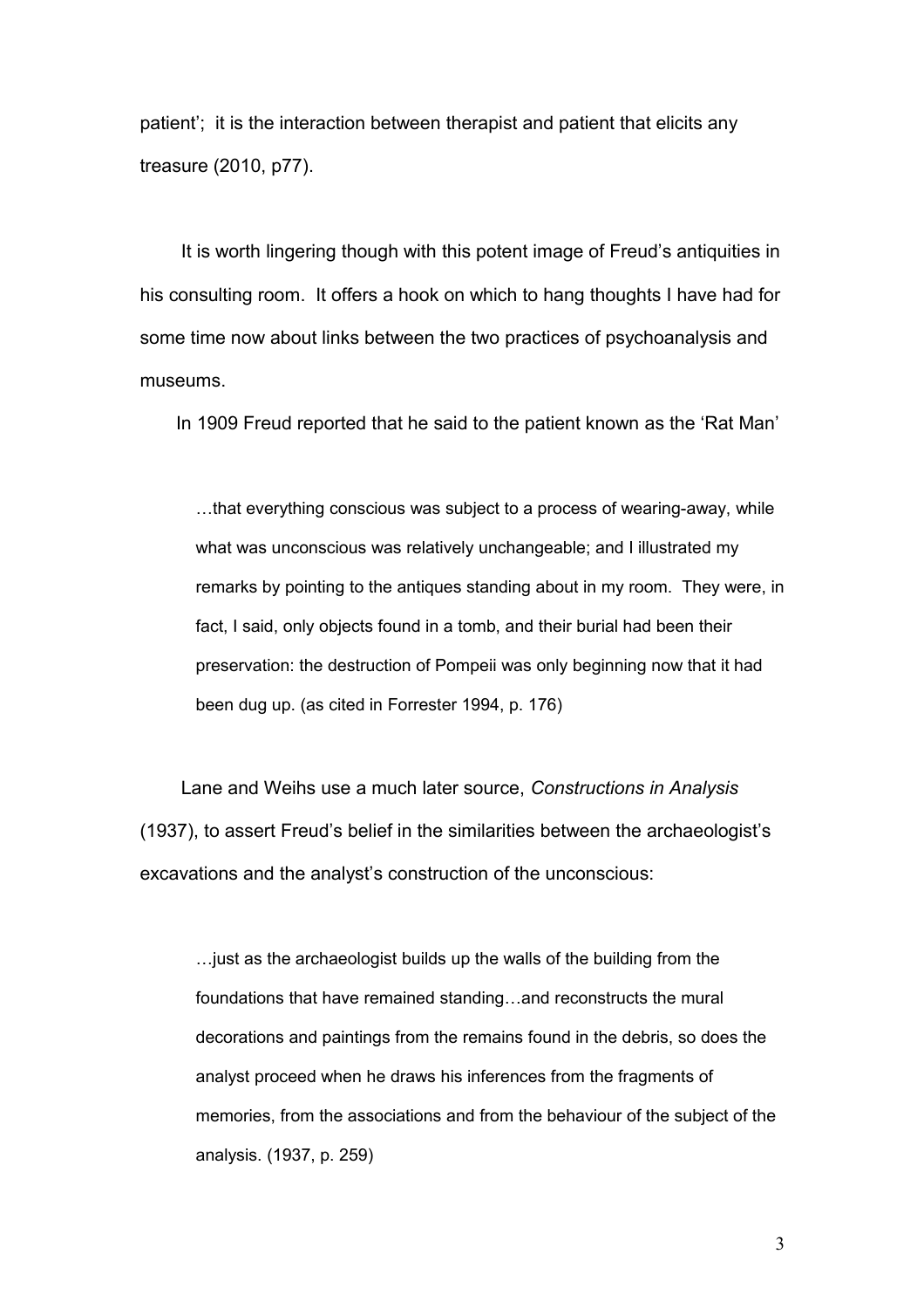patient'; it is the interaction between therapist and patient that elicits any treasure (2010, p77).

It is worth lingering though with this potent image of Freud's antiquities in his consulting room. It offers a hook on which to hang thoughts I have had for some time now about links between the two practices of psychoanalysis and museums.

In 1909 Freud reported that he said to the patient known as the 'Rat Man'

> …that everything conscious was subject to a process of wearing-away, while what was unconscious was relatively unchangeable; and I illustrated my remarks by pointing to the antiques standing about in my room. They were, in fact, I said, only objects found in a tomb, and their burial had been their preservation: the destruction of Pompeii was only beginning now that it had been dug up. (as cited in Forrester 1994, p. 176)

Lane and Weihs use a much later source, *Constructions in Analysis* (1937), to assert Freud's belief in the similarities between the archaeologist's excavations and the analyst's construction of the unconscious:

> …just as the archaeologist builds up the walls of the building from the foundations that have remained standing…and reconstructs the mural decorations and paintings from the remains found in the debris, so does the analyst proceed when he draws his inferences from the fragments of memories, from the associations and from the behaviour of the subject of the analysis. (1937, p. 259)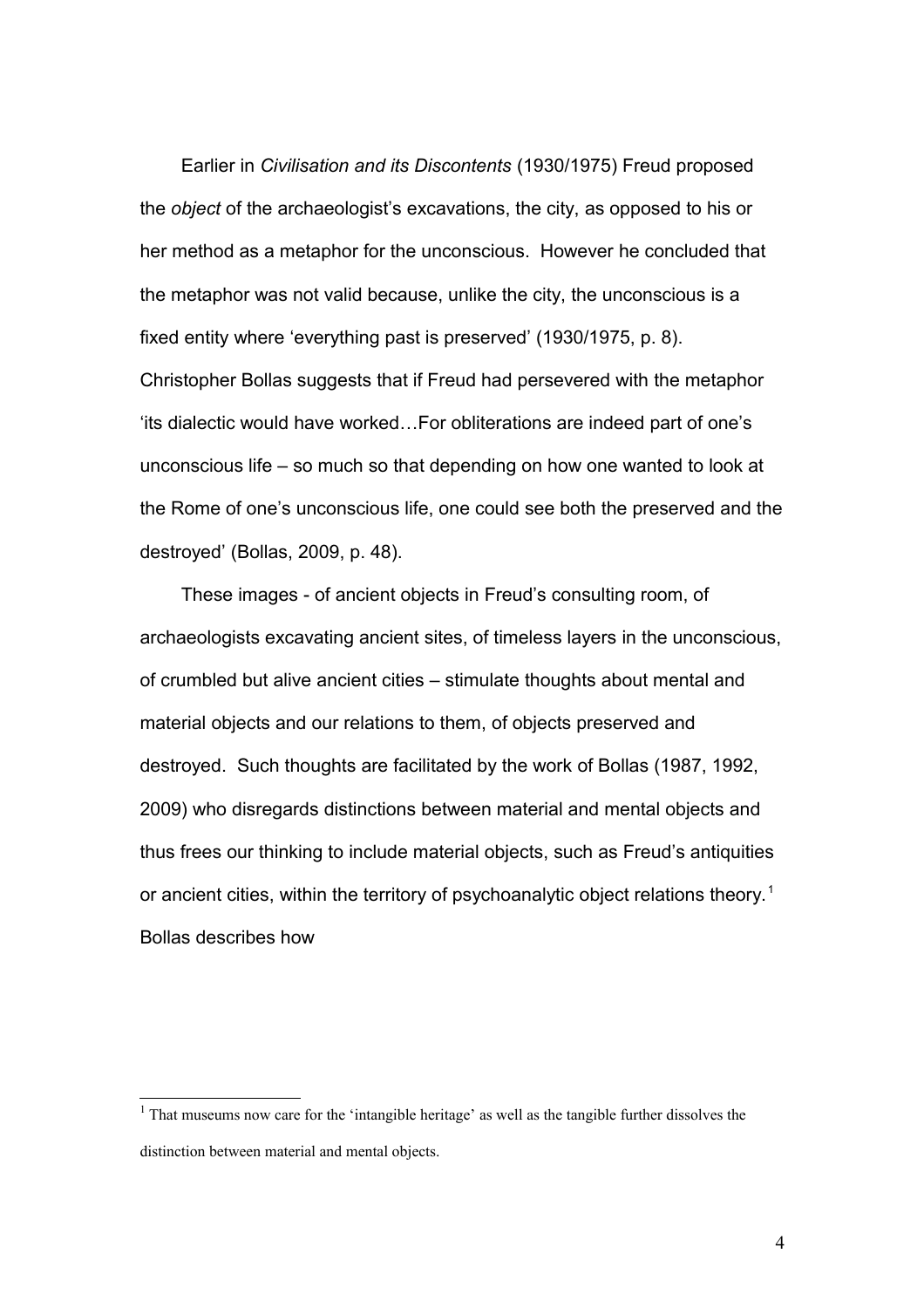Earlier in *Civilisation and its Discontents* (1930/1975) Freud proposed the *object* of the archaeologist's excavations, the city, as opposed to his or her method as a metaphor for the unconscious. However he concluded that the metaphor was not valid because, unlike the city, the unconscious is a fixed entity where 'everything past is preserved' (1930/1975, p. 8). Christopher Bollas suggests that if Freud had persevered with the metaphor 'its dialectic would have worked…For obliterations are indeed part of one's unconscious life – so much so that depending on how one wanted to look at the Rome of one's unconscious life, one could see both the preserved and the destroyed' (Bollas, 2009, p. 48).

These images - of ancient objects in Freud's consulting room, of archaeologists excavating ancient sites, of timeless layers in the unconscious, of crumbled but alive ancient cities – stimulate thoughts about mental and material objects and our relations to them, of objects preserved and destroyed. Such thoughts are facilitated by the work of Bollas (1987, 1992, 2009) who disregards distinctions between material and mental objects and thus frees our thinking to include material objects, such as Freud's antiquities or ancient cities, within the territory of psychoanalytic object relations theory.[1] Bollas describes how

[1] That museums now care for the 'intangible heritage' as well as the tangible further dissolves the distinction between material and mental objects.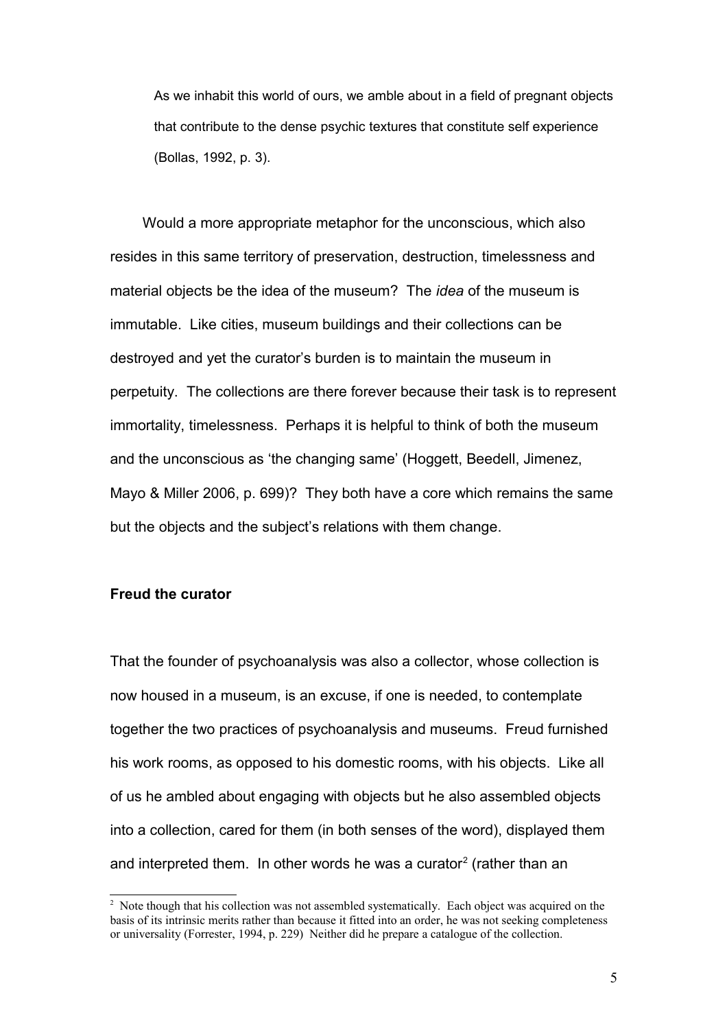> As we inhabit this world of ours, we amble about in a field of pregnant objects that contribute to the dense psychic textures that constitute self experience (Bollas, 1992, p. 3).

Would a more appropriate metaphor for the unconscious, which also resides in this same territory of preservation, destruction, timelessness and material objects be the idea of the museum? The *idea* of the museum is immutable. Like cities, museum buildings and their collections can be destroyed and yet the curator's burden is to maintain the museum in perpetuity. The collections are there forever because their task is to represent immortality, timelessness. Perhaps it is helpful to think of both the museum and the unconscious as 'the changing same' (Hoggett, Beedell, Jimenez, Mayo & Miller 2006, p. 699)? They both have a core which remains the same but the objects and the subject's relations with them change.

**Freud the curator**

That the founder of psychoanalysis was also a collector, whose collection is now housed in a museum, is an excuse, if one is needed, to contemplate together the two practices of psychoanalysis and museums. Freud furnished his work rooms, as opposed to his domestic rooms, with his objects. Like all of us he ambled about engaging with objects but he also assembled objects into a collection, cared for them (in both senses of the word), displayed them and interpreted them. In other words he was a curator[2] (rather than an

[2] Note though that his collection was not assembled systematically. Each object was acquired on the basis of its intrinsic merits rather than because it fitted into an order, he was not seeking completeness or universality (Forrester, 1994, p. 229) Neither did he prepare a catalogue of the collection.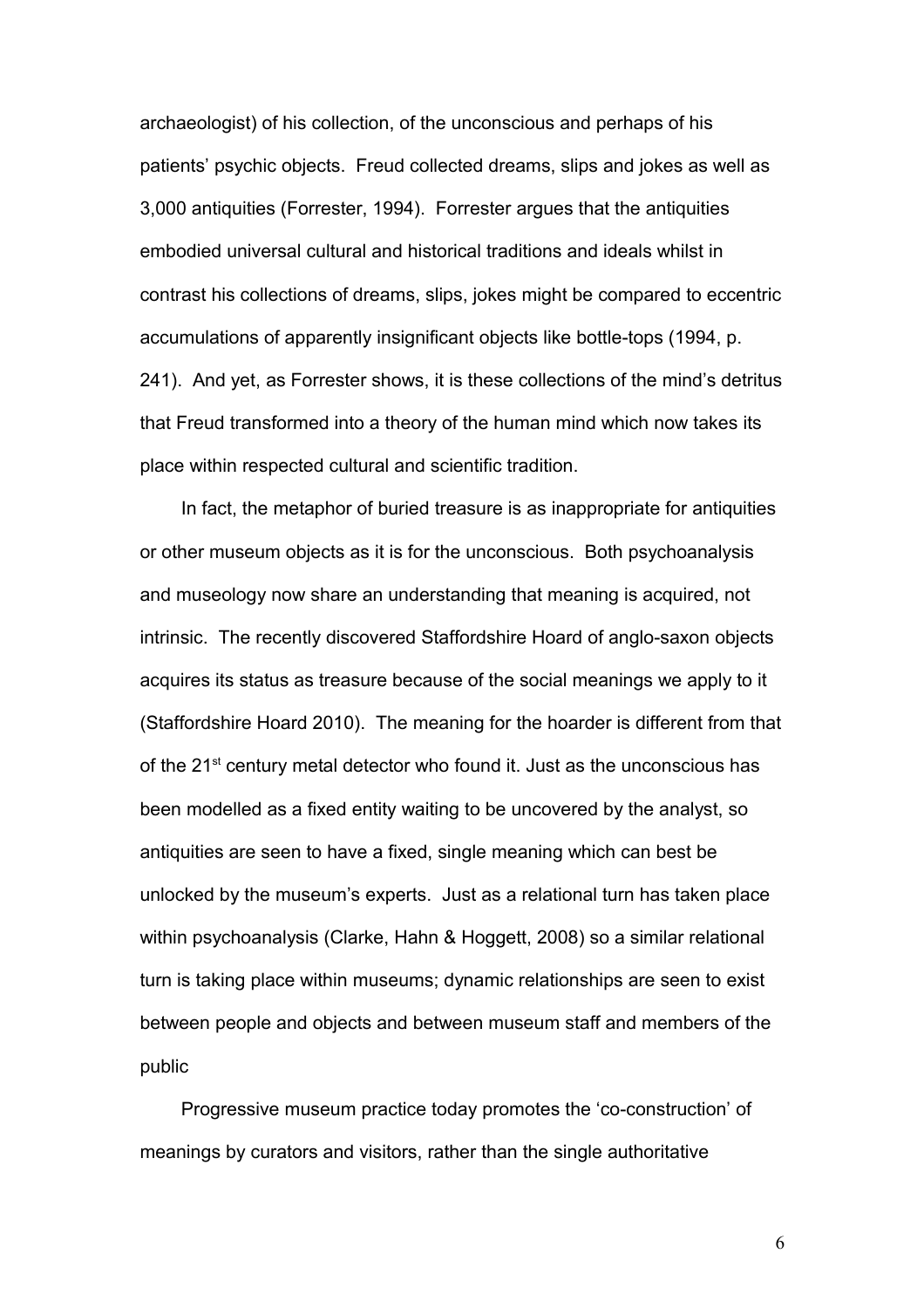archaeologist) of his collection, of the unconscious and perhaps of his patients' psychic objects. Freud collected dreams, slips and jokes as well as 3,000 antiquities (Forrester, 1994). Forrester argues that the antiquities embodied universal cultural and historical traditions and ideals whilst in contrast his collections of dreams, slips, jokes might be compared to eccentric accumulations of apparently insignificant objects like bottle-tops (1994, p. 241). And yet, as Forrester shows, it is these collections of the mind's detritus that Freud transformed into a theory of the human mind which now takes its place within respected cultural and scientific tradition.

In fact, the metaphor of buried treasure is as inappropriate for antiquities or other museum objects as it is for the unconscious. Both psychoanalysis and museology now share an understanding that meaning is acquired, not intrinsic. The recently discovered Staffordshire Hoard of anglo-saxon objects acquires its status as treasure because of the social meanings we apply to it (Staffordshire Hoard 2010). The meaning for the hoarder is different from that of the 21st century metal detector who found it. Just as the unconscious has been modelled as a fixed entity waiting to be uncovered by the analyst, so antiquities are seen to have a fixed, single meaning which can best be unlocked by the museum's experts. Just as a relational turn has taken place within psychoanalysis (Clarke, Hahn & Hoggett, 2008) so a similar relational turn is taking place within museums; dynamic relationships are seen to exist between people and objects and between museum staff and members of the public

Progressive museum practice today promotes the 'co-construction' of meanings by curators and visitors, rather than the single authoritative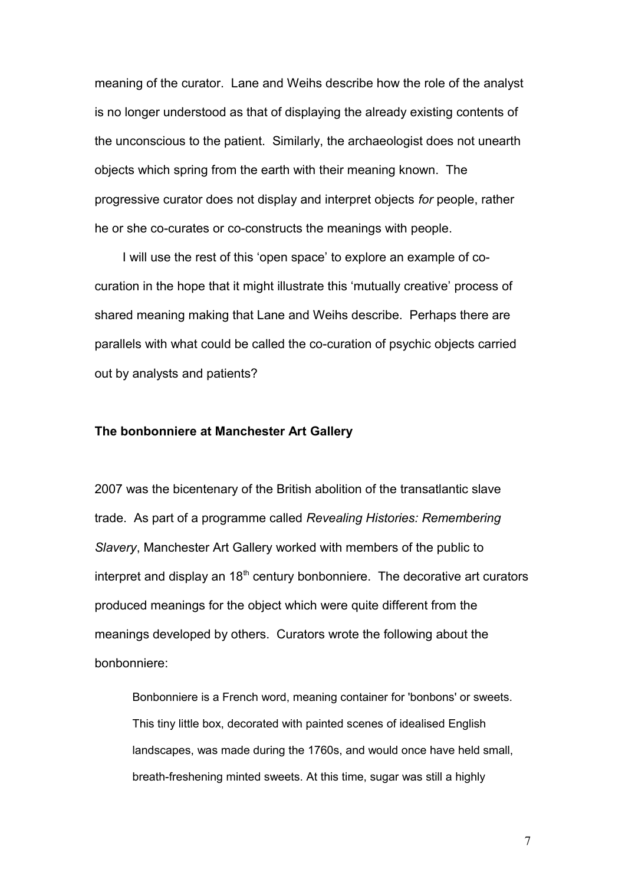meaning of the curator. Lane and Weihs describe how the role of the analyst is no longer understood as that of displaying the already existing contents of the unconscious to the patient. Similarly, the archaeologist does not unearth objects which spring from the earth with their meaning known. The progressive curator does not display and interpret objects *for* people, rather he or she co-curates or co-constructs the meanings with people.

I will use the rest of this 'open space' to explore an example of co-curation in the hope that it might illustrate this 'mutually creative' process of shared meaning making that Lane and Weihs describe. Perhaps there are parallels with what could be called the co-curation of psychic objects carried out by analysts and patients?

**The bonbonniere at Manchester Art Gallery**

2007 was the bicentenary of the British abolition of the transatlantic slave trade. As part of a programme called *Revealing Histories: Remembering Slavery*, Manchester Art Gallery worked with members of the public to interpret and display an 18th century bonbonniere. The decorative art curators produced meanings for the object which were quite different from the meanings developed by others. Curators wrote the following about the bonbonniere:

> Bonbonniere is a French word, meaning container for 'bonbons' or sweets. This tiny little box, decorated with painted scenes of idealised English landscapes, was made during the 1760s, and would once have held small, breath-freshening minted sweets. At this time, sugar was still a highly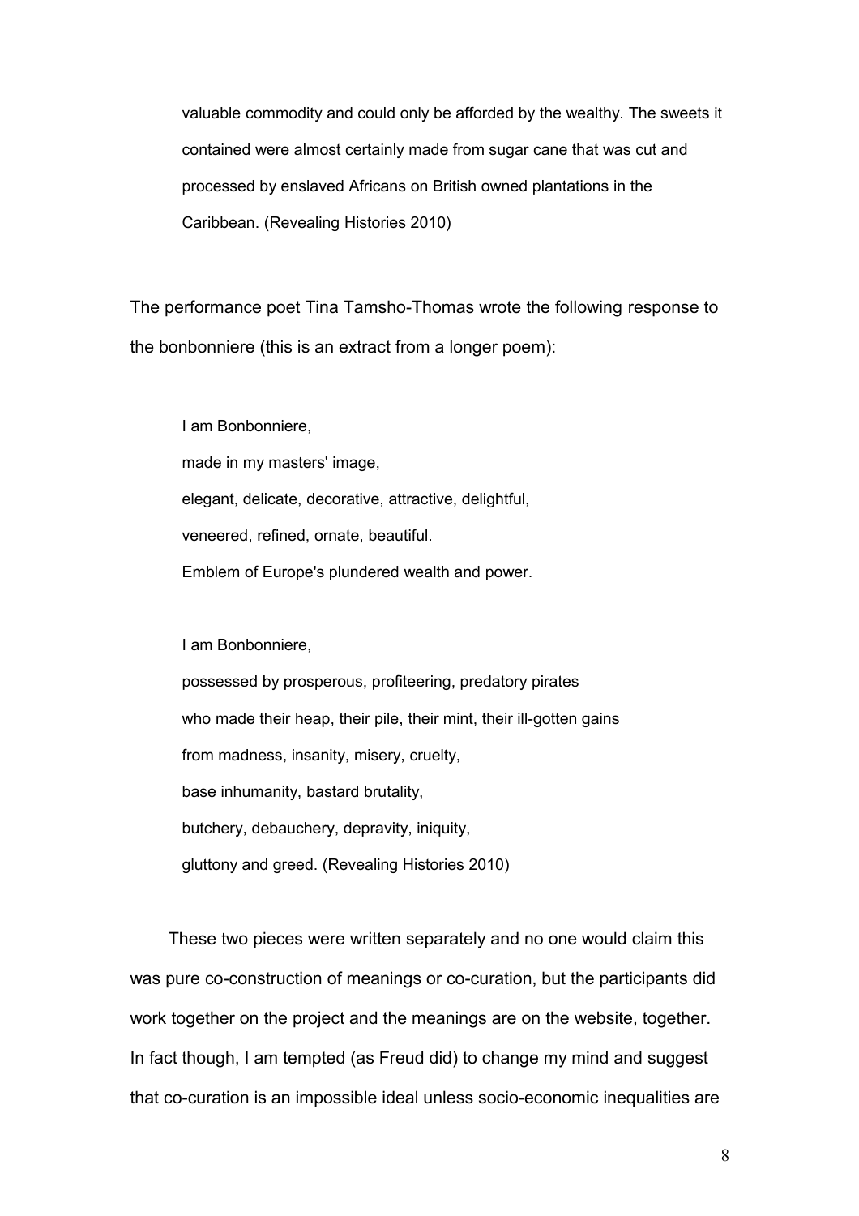> valuable commodity and could only be afforded by the wealthy. The sweets it contained were almost certainly made from sugar cane that was cut and processed by enslaved Africans on British owned plantations in the Caribbean. (Revealing Histories 2010)

The performance poet Tina Tamsho-Thomas wrote the following response to the bonbonniere (this is an extract from a longer poem):

> I am Bonbonniere,
> made in my masters' image,
> elegant, delicate, decorative, attractive, delightful,
> veneered, refined, ornate, beautiful.
> Emblem of Europe's plundered wealth and power.
>
> I am Bonbonniere,
> possessed by prosperous, profiteering, predatory pirates
> who made their heap, their pile, their mint, their ill-gotten gains
> from madness, insanity, misery, cruelty,
> base inhumanity, bastard brutality,
> butchery, debauchery, depravity, iniquity,
> gluttony and greed. (Revealing Histories 2010)

These two pieces were written separately and no one would claim this was pure co-construction of meanings or co-curation, but the participants did work together on the project and the meanings are on the website, together. In fact though, I am tempted (as Freud did) to change my mind and suggest that co-curation is an impossible ideal unless socio-economic inequalities are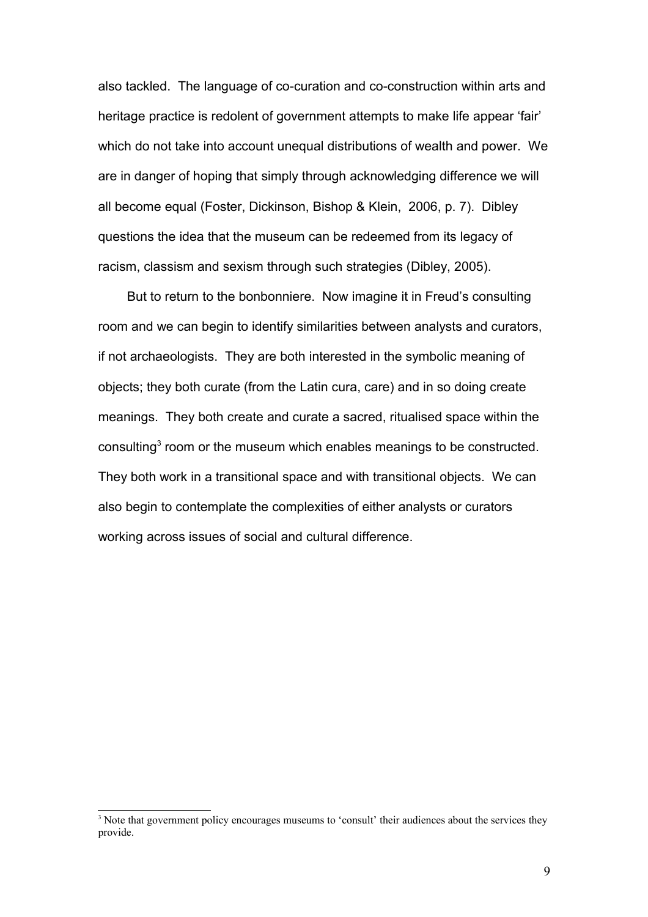also tackled. The language of co-curation and co-construction within arts and heritage practice is redolent of government attempts to make life appear 'fair' which do not take into account unequal distributions of wealth and power. We are in danger of hoping that simply through acknowledging difference we will all become equal (Foster, Dickinson, Bishop & Klein, 2006, p. 7). Dibley questions the idea that the museum can be redeemed from its legacy of racism, classism and sexism through such strategies (Dibley, 2005).

But to return to the bonbonniere. Now imagine it in Freud's consulting room and we can begin to identify similarities between analysts and curators, if not archaeologists. They are both interested in the symbolic meaning of objects; they both curate (from the Latin cura, care) and in so doing create meanings. They both create and curate a sacred, ritualised space within the consulting[3] room or the museum which enables meanings to be constructed. They both work in a transitional space and with transitional objects. We can also begin to contemplate the complexities of either analysts or curators working across issues of social and cultural difference.

[3] Note that government policy encourages museums to 'consult' their audiences about the services they provide.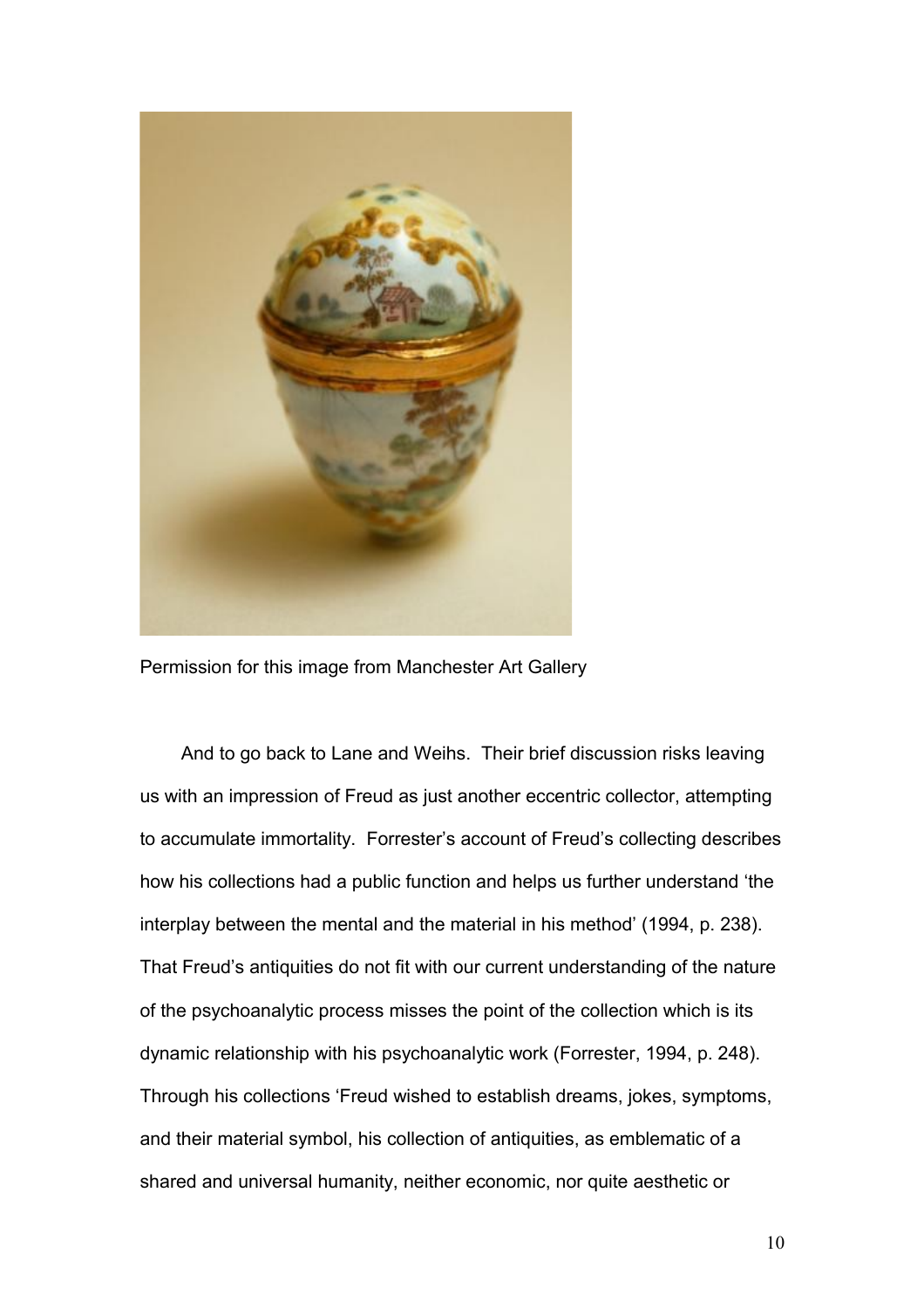Permission for this image from Manchester Art Gallery

And to go back to Lane and Weihs. Their brief discussion risks leaving us with an impression of Freud as just another eccentric collector, attempting to accumulate immortality. Forrester's account of Freud's collecting describes how his collections had a public function and helps us further understand 'the interplay between the mental and the material in his method' (1994, p. 238). That Freud's antiquities do not fit with our current understanding of the nature of the psychoanalytic process misses the point of the collection which is its dynamic relationship with his psychoanalytic work (Forrester, 1994, p. 248). Through his collections 'Freud wished to establish dreams, jokes, symptoms, and their material symbol, his collection of antiquities, as emblematic of a shared and universal humanity, neither economic, nor quite aesthetic or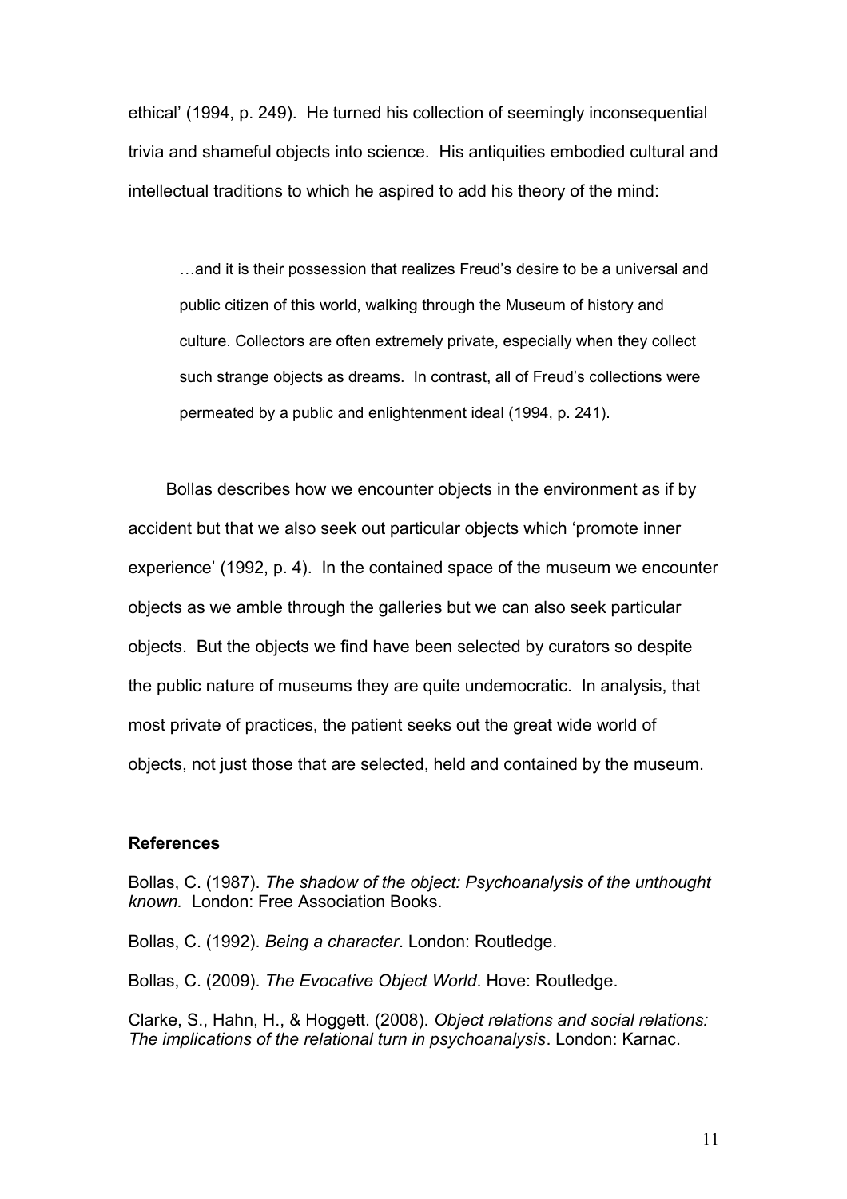ethical' (1994, p. 249). He turned his collection of seemingly inconsequential trivia and shameful objects into science. His antiquities embodied cultural and intellectual traditions to which he aspired to add his theory of the mind:

> …and it is their possession that realizes Freud's desire to be a universal and public citizen of this world, walking through the Museum of history and culture. Collectors are often extremely private, especially when they collect such strange objects as dreams. In contrast, all of Freud's collections were permeated by a public and enlightenment ideal (1994, p. 241).

Bollas describes how we encounter objects in the environment as if by accident but that we also seek out particular objects which 'promote inner experience' (1992, p. 4). In the contained space of the museum we encounter objects as we amble through the galleries but we can also seek particular objects. But the objects we find have been selected by curators so despite the public nature of museums they are quite undemocratic. In analysis, that most private of practices, the patient seeks out the great wide world of objects, not just those that are selected, held and contained by the museum.

**References**

Bollas, C. (1987). *The shadow of the object: Psychoanalysis of the unthought known.* London: Free Association Books.

Bollas, C. (1992). *Being a character*. London: Routledge.

Bollas, C. (2009). *The Evocative Object World*. Hove: Routledge.

Clarke, S., Hahn, H., & Hoggett. (2008). *Object relations and social relations: The implications of the relational turn in psychoanalysis*. London: Karnac.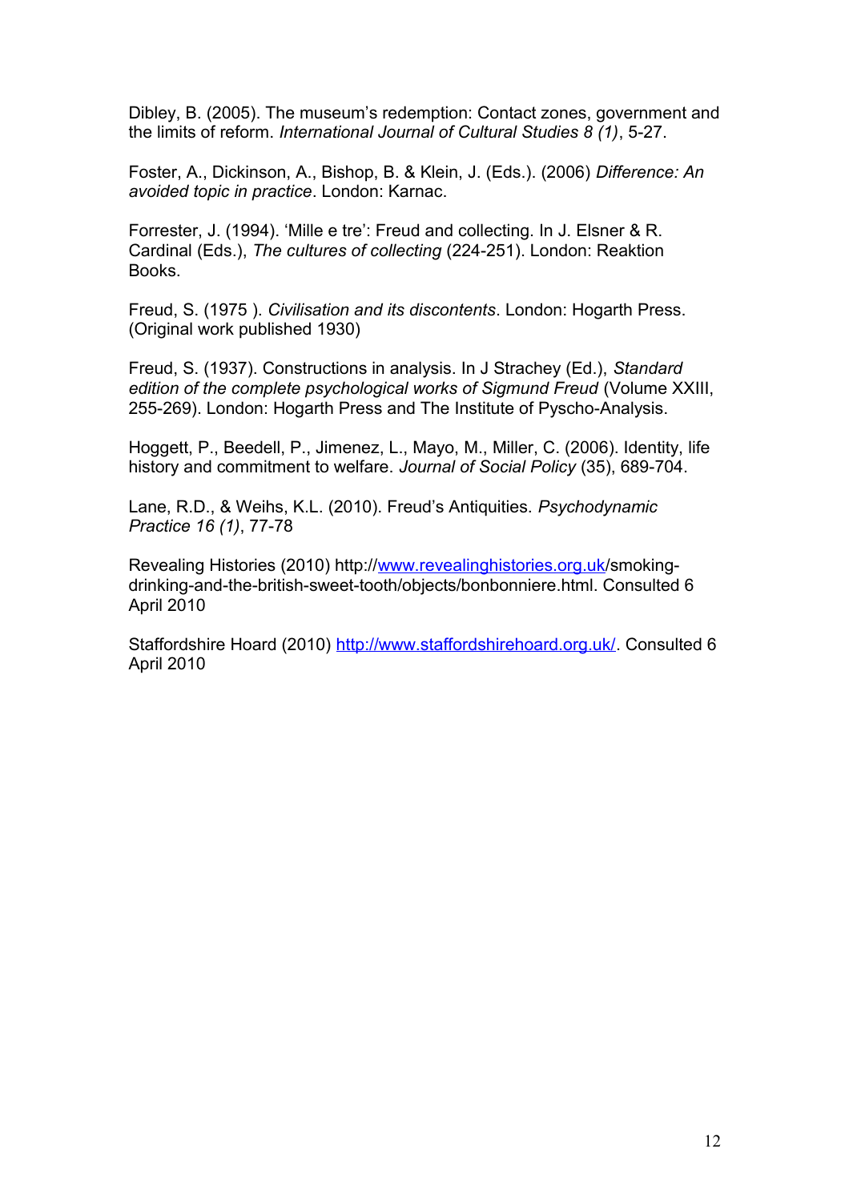Dibley, B. (2005). The museum's redemption: Contact zones, government and the limits of reform. *International Journal of Cultural Studies 8 (1)*, 5-27.

Foster, A., Dickinson, A., Bishop, B. & Klein, J. (Eds.). (2006) *Difference: An avoided topic in practice*. London: Karnac.

Forrester, J. (1994). 'Mille e tre': Freud and collecting. In J. Elsner & R. Cardinal (Eds.), *The cultures of collecting* (224-251). London: Reaktion Books.

Freud, S. (1975 ). *Civilisation and its discontents*. London: Hogarth Press. (Original work published 1930)

Freud, S. (1937). Constructions in analysis. In J Strachey (Ed.), *Standard edition of the complete psychological works of Sigmund Freud* (Volume XXIII, 255-269). London: Hogarth Press and The Institute of Pyscho-Analysis.

Hoggett, P., Beedell, P., Jimenez, L., Mayo, M., Miller, C. (2006). Identity, life history and commitment to welfare. *Journal of Social Policy* (35), 689-704.

Lane, R.D., & Weihs, K.L. (2010). Freud's Antiquities. *Psychodynamic Practice 16 (1)*, 77-78

Revealing Histories (2010) http://www.revealinghistories.org.uk/smoking-drinking-and-the-british-sweet-tooth/objects/bonbonniere.html. Consulted 6 April 2010

Staffordshire Hoard (2010) http://www.staffordshirehoard.org.uk/. Consulted 6 April 2010